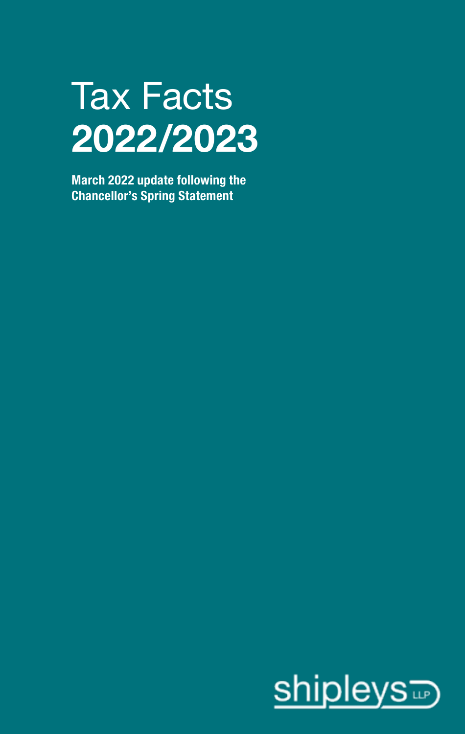# Tax Facts 2022/2023

**March 2022 update following the Chancellor's Spring Statement**

shipleys LLP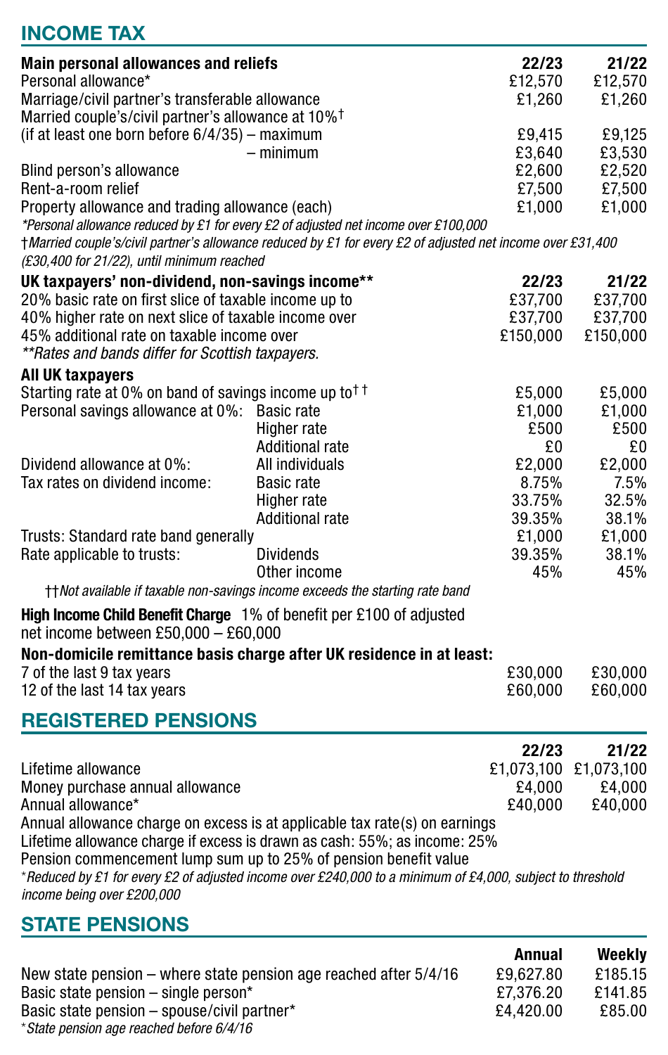## INCOME TAX

| **Main personal allowances and reliefs** | | **22/23** | **21/22** |
|---|---|---|---|
| Personal allowance* | | £12,570 | £12,570 |
| Marriage/civil partner's transferable allowance | | £1,260 | £1,260 |
| Married couple's/civil partner's allowance at 10%† | | | |
| (if at least one born before 6/4/35) – maximum | | £9,415 | £9,125 |
| – minimum | | £3,640 | £3,530 |
| Blind person's allowance | | £2,600 | £2,520 |
| Rent-a-room relief | | £7,500 | £7,500 |
| Property allowance and trading allowance (each) | | £1,000 | £1,000 |

*\*Personal allowance reduced by £1 for every £2 of adjusted net income over £100,000*

*†Married couple's/civil partner's allowance reduced by £1 for every £2 of adjusted net income over £31,400 (£30,400 for 21/22), until minimum reached*

| **UK taxpayers' non-dividend, non-savings income\*\*** | | **22/23** | **21/22** |
|---|---|---|---|
| 20% basic rate on first slice of taxable income up to | | £37,700 | £37,700 |
| 40% higher rate on next slice of taxable income over | | £37,700 | £37,700 |
| 45% additional rate on taxable income over | | £150,000 | £150,000 |

*\*\*Rates and bands differ for Scottish taxpayers.*

| **All UK taxpayers** | | | |
|---|---|---|---|
| Starting rate at 0% on band of savings income up to†† | | £5,000 | £5,000 |
| Personal savings allowance at 0%: | Basic rate | £1,000 | £1,000 |
| | Higher rate | £500 | £500 |
| | Additional rate | £0 | £0 |
| Dividend allowance at 0%: | All individuals | £2,000 | £2,000 |
| Tax rates on dividend income: | Basic rate | 8.75% | 7.5% |
| | Higher rate | 33.75% | 32.5% |
| | Additional rate | 39.35% | 38.1% |
| Trusts: Standard rate band generally | | £1,000 | £1,000 |
| Rate applicable to trusts: | Dividends | 39.35% | 38.1% |
| | Other income | 45% | 45% |

*††Not available if taxable non-savings income exceeds the starting rate band*

**High Income Child Benefit Charge** 1% of benefit per £100 of adjusted net income between £50,000 – £60,000

| **Non-domicile remittance basis charge after UK residence in at least:** | | |
|---|---|---|
| 7 of the last 9 tax years | £30,000 | £30,000 |
| 12 of the last 14 tax years | £60,000 | £60,000 |

## REGISTERED PENSIONS

| | **22/23** | **21/22** |
|---|---|---|
| Lifetime allowance | £1,073,100 | £1,073,100 |
| Money purchase annual allowance | £4,000 | £4,000 |
| Annual allowance* | £40,000 | £40,000 |

Annual allowance charge on excess is at applicable tax rate(s) on earnings

Lifetime allowance charge if excess is drawn as cash: 55%; as income: 25%

Pension commencement lump sum up to 25% of pension benefit value

*\*Reduced by £1 for every £2 of adjusted income over £240,000 to a minimum of £4,000, subject to threshold income being over £200,000*

## STATE PENSIONS

| | **Annual** | **Weekly** |
|---|---|---|
| New state pension – where state pension age reached after 5/4/16 | £9,627.80 | £185.15 |
| Basic state pension – single person* | £7,376.20 | £141.85 |
| Basic state pension – spouse/civil partner* | £4,420.00 | £85.00 |

*\*State pension age reached before 6/4/16*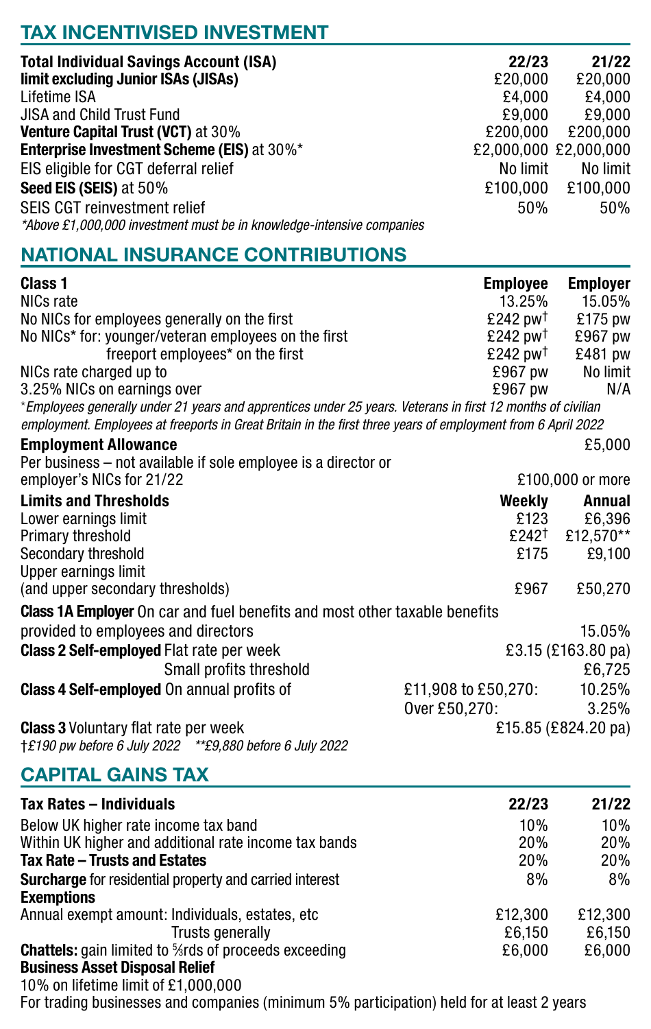## TAX INCENTIVISED INVESTMENT

| | 22/23 | 21/22 |
|---|---|---|
| **Total Individual Savings Account (ISA) limit excluding Junior ISAs (JISAs)** | £20,000 | £20,000 |
| Lifetime ISA | £4,000 | £4,000 |
| JISA and Child Trust Fund | £9,000 | £9,000 |
| **Venture Capital Trust (VCT)** at 30% | £200,000 | £200,000 |
| **Enterprise Investment Scheme (EIS)** at 30%* | £2,000,000 | £2,000,000 |
| EIS eligible for CGT deferral relief | No limit | No limit |
| **Seed EIS (SEIS)** at 50% | £100,000 | £100,000 |
| SEIS CGT reinvestment relief | 50% | 50% |

*\*Above £1,000,000 investment must be in knowledge-intensive companies*

## NATIONAL INSURANCE CONTRIBUTIONS

| **Class 1** | **Employee** | **Employer** |
|---|---|---|
| NICs rate | 13.25% | 15.05% |
| No NICs for employees generally on the first | £242 pw† | £175 pw |
| No NICs* for: younger/veteran employees on the first | £242 pw† | £967 pw |
| freeport employees* on the first | £242 pw† | £481 pw |
| NICs rate charged up to | £967 pw | No limit |
| 3.25% NICs on earnings over | £967 pw | N/A |

*\*Employees generally under 21 years and apprentices under 25 years. Veterans in first 12 months of civilian employment. Employees at freeports in Great Britain in the first three years of employment from 6 April 2022*

| | |
|---|---|
| **Employment Allowance** | £5,000 |
| Per business – not available if sole employee is a director or employer's NICs for 21/22 | £100,000 or more |

| **Limits and Thresholds** | **Weekly** | **Annual** |
|---|---|---|
| Lower earnings limit | £123 | £6,396 |
| Primary threshold | £242† | £12,570** |
| Secondary threshold | £175 | £9,100 |
| Upper earnings limit (and upper secondary thresholds) | £967 | £50,270 |

| | | |
|---|---|---|
| **Class 1A Employer** On car and fuel benefits and most other taxable benefits provided to employees and directors | | 15.05% |
| **Class 2 Self-employed** Flat rate per week | | £3.15 (£163.80 pa) |
| Small profits threshold | | £6,725 |
| **Class 4 Self-employed** On annual profits of | £11,908 to £50,270: | 10.25% |
| | Over £50,270: | 3.25% |
| **Class 3** Voluntary flat rate per week | | £15.85 (£824.20 pa) |

*†£190 pw before 6 July 2022 \*\*£9,880 before 6 July 2022*

## CAPITAL GAINS TAX

| **Tax Rates – Individuals** | **22/23** | **21/22** |
|---|---|---|
| Below UK higher rate income tax band | 10% | 10% |
| Within UK higher and additional rate income tax bands | 20% | 20% |
| **Tax Rate – Trusts and Estates** | 20% | 20% |
| **Surcharge** for residential property and carried interest | 8% | 8% |
| **Exemptions** | | |
| Annual exempt amount: Individuals, estates, etc | £12,300 | £12,300 |
| Trusts generally | £6,150 | £6,150 |
| **Chattels:** gain limited to 5/3rds of proceeds exceeding | £6,000 | £6,000 |

**Business Asset Disposal Relief**

10% on lifetime limit of £1,000,000

For trading businesses and companies (minimum 5% participation) held for at least 2 years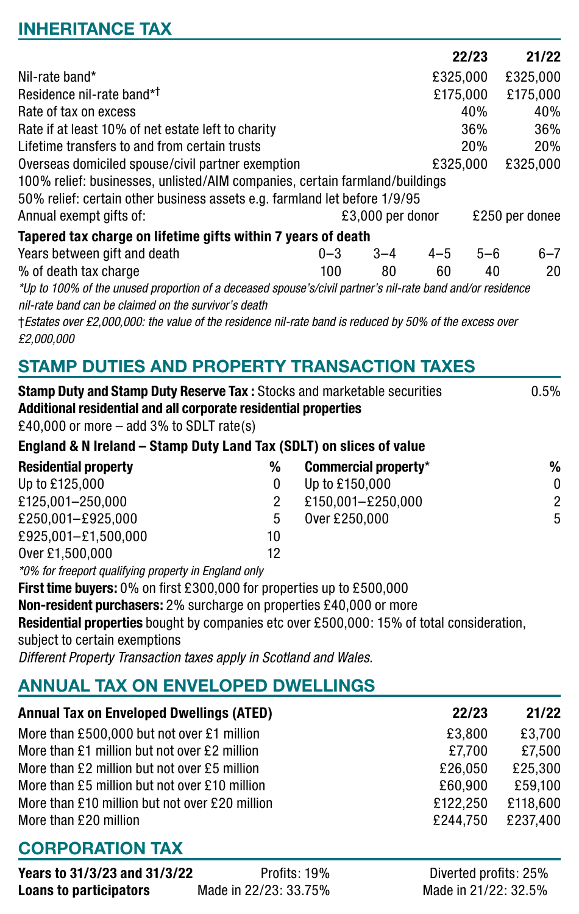## INHERITANCE TAX

| | 22/23 | 21/22 |
|---|---|---|
| Nil-rate band* | £325,000 | £325,000 |
| Residence nil-rate band*† | £175,000 | £175,000 |
| Rate of tax on excess | 40% | 40% |
| Rate if at least 10% of net estate left to charity | 36% | 36% |
| Lifetime transfers to and from certain trusts | 20% | 20% |
| Overseas domiciled spouse/civil partner exemption | £325,000 | £325,000 |

100% relief: businesses, unlisted/AIM companies, certain farmland/buildings

50% relief: certain other business assets e.g. farmland let before 1/9/95

Annual exempt gifts of: £3,000 per donor £250 per donee

**Tapered tax charge on lifetime gifts within 7 years of death**

| Years between gift and death | 0–3 | 3–4 | 4–5 | 5–6 | 6–7 |
|---|---|---|---|---|---|
| % of death tax charge | 100 | 80 | 60 | 40 | 20 |

*\*Up to 100% of the unused proportion of a deceased spouse's/civil partner's nil-rate band and/or residence nil-rate band can be claimed on the survivor's death*

*†Estates over £2,000,000: the value of the residence nil-rate band is reduced by 50% of the excess over £2,000,000*

## STAMP DUTIES AND PROPERTY TRANSACTION TAXES

**Stamp Duty and Stamp Duty Reserve Tax :** Stocks and marketable securities 0.5%

**Additional residential and all corporate residential properties**

£40,000 or more – add 3% to SDLT rate(s)

**England & N Ireland – Stamp Duty Land Tax (SDLT) on slices of value**

| Residential property | % | Commercial property* | % |
|---|---|---|---|
| Up to £125,000 | 0 | Up to £150,000 | 0 |
| £125,001–250,000 | 2 | £150,001–£250,000 | 2 |
| £250,001–£925,000 | 5 | Over £250,000 | 5 |
| £925,001–£1,500,000 | 10 | | |
| Over £1,500,000 | 12 | | |

*\*0% for freeport qualifying property in England only*

**First time buyers:** 0% on first £300,000 for properties up to £500,000

**Non-resident purchasers:** 2% surcharge on properties £40,000 or more

**Residential properties** bought by companies etc over £500,000: 15% of total consideration, subject to certain exemptions

*Different Property Transaction taxes apply in Scotland and Wales.*

## ANNUAL TAX ON ENVELOPED DWELLINGS

| Annual Tax on Enveloped Dwellings (ATED) | 22/23 | 21/22 |
|---|---|---|
| More than £500,000 but not over £1 million | £3,800 | £3,700 |
| More than £1 million but not over £2 million | £7,700 | £7,500 |
| More than £2 million but not over £5 million | £26,050 | £25,300 |
| More than £5 million but not over £10 million | £60,900 | £59,100 |
| More than £10 million but not over £20 million | £122,250 | £118,600 |
| More than £20 million | £244,750 | £237,400 |

## CORPORATION TAX

| | | |
|---|---|---|
| **Years to 31/3/23 and 31/3/22** | Profits: 19% | Diverted profits: 25% |
| **Loans to participators** | Made in 22/23: 33.75% | Made in 21/22: 32.5% |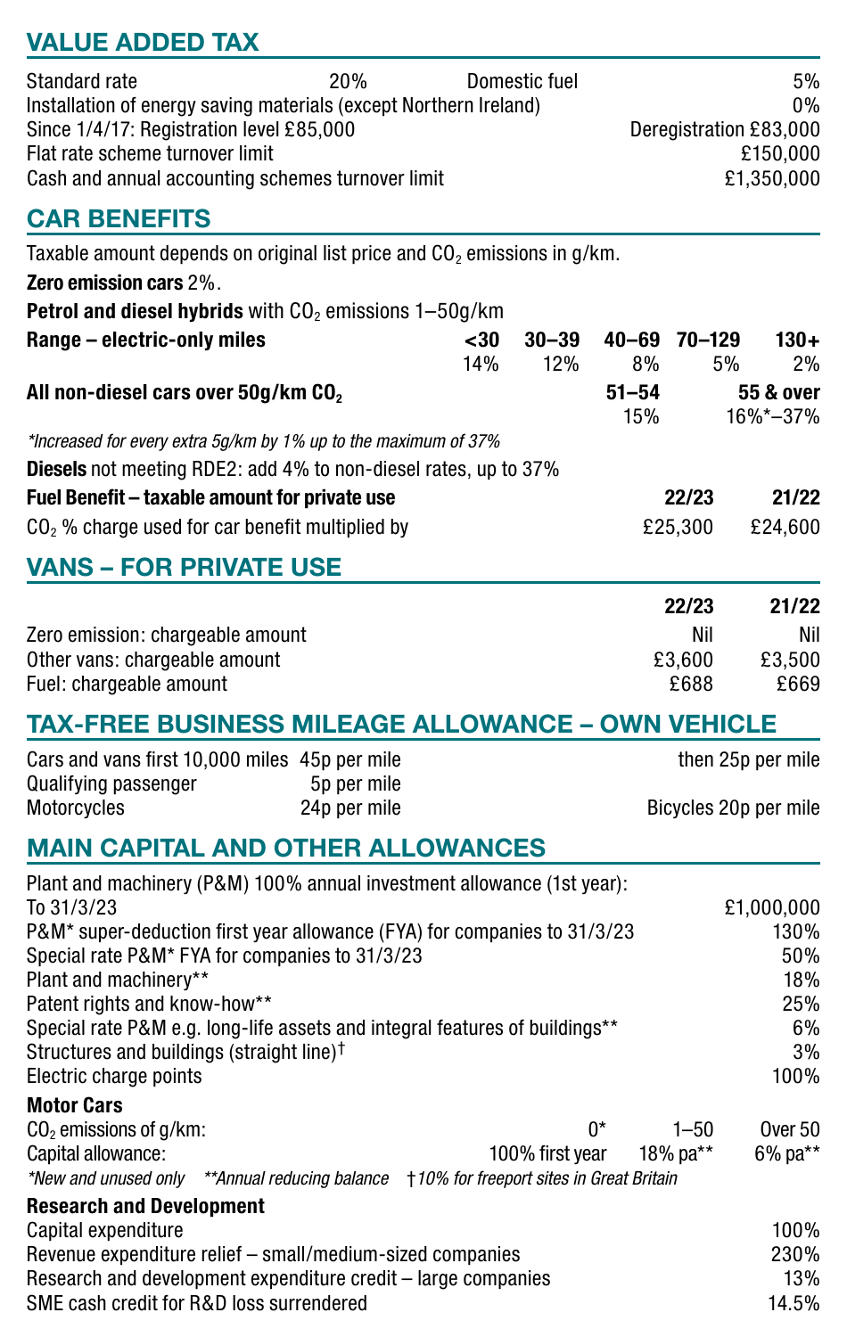## VALUE ADDED TAX

| | | | |
|---|---|---|---|
| Standard rate | 20% | Domestic fuel | 5% |
| Installation of energy saving materials (except Northern Ireland) | | | 0% |
| Since 1/4/17: Registration level £85,000 | | | Deregistration £83,000 |
| Flat rate scheme turnover limit | | | £150,000 |
| Cash and annual accounting schemes turnover limit | | | £1,350,000 |

## CAR BENEFITS

Taxable amount depends on original list price and $CO_2$ emissions in g/km.

**Zero emission cars** 2%.

**Petrol and diesel hybrids** with $CO_2$ emissions 1–50g/km

| **Range – electric-only miles** | **<30** | **30–39** | **40–69** | **70–129** | **130+** |
|---|---|---|---|---|---|
| | 14% | 12% | 8% | 5% | 2% |

| **All non-diesel cars over 50g/km $CO_2$** | **51–54** | **55 & over** |
|---|---|---|
| | 15% | 16%*–37% |

*Increased for every extra 5g/km by 1% up to the maximum of 37%*

**Diesels** not meeting RDE2: add 4% to non-diesel rates, up to 37%

| **Fuel Benefit – taxable amount for private use** | **22/23** | **21/22** |
|---|---|---|
| $CO_2$ % charge used for car benefit multiplied by | £25,300 | £24,600 |

## VANS – FOR PRIVATE USE

| | **22/23** | **21/22** |
|---|---|---|
| Zero emission: chargeable amount | Nil | Nil |
| Other vans: chargeable amount | £3,600 | £3,500 |
| Fuel: chargeable amount | £688 | £669 |

## TAX-FREE BUSINESS MILEAGE ALLOWANCE – OWN VEHICLE

| | | |
|---|---|---|
| Cars and vans first 10,000 miles | 45p per mile | then 25p per mile |
| Qualifying passenger | 5p per mile | |
| Motorcycles | 24p per mile | Bicycles 20p per mile |

## MAIN CAPITAL AND OTHER ALLOWANCES

| | |
|---|---|
| Plant and machinery (P&M) 100% annual investment allowance (1st year): | |
| To 31/3/23 | £1,000,000 |
| P&M* super-deduction first year allowance (FYA) for companies to 31/3/23 | 130% |
| Special rate P&M* FYA for companies to 31/3/23 | 50% |
| Plant and machinery** | 18% |
| Patent rights and know-how** | 25% |
| Special rate P&M e.g. long-life assets and integral features of buildings** | 6% |
| Structures and buildings (straight line)† | 3% |
| Electric charge points | 100% |

**Motor Cars**

| | | | |
|---|---|---|---|
| $CO_2$ emissions of g/km: | 0* | 1–50 | Over 50 |
| Capital allowance: | 100% first year | 18% pa** | 6% pa** |

*\*New and unused only \*\*Annual reducing balance †10% for freeport sites in Great Britain*

**Research and Development**

| | |
|---|---|
| Capital expenditure | 100% |
| Revenue expenditure relief – small/medium-sized companies | 230% |
| Research and development expenditure credit – large companies | 13% |
| SME cash credit for R&D loss surrendered | 14.5% |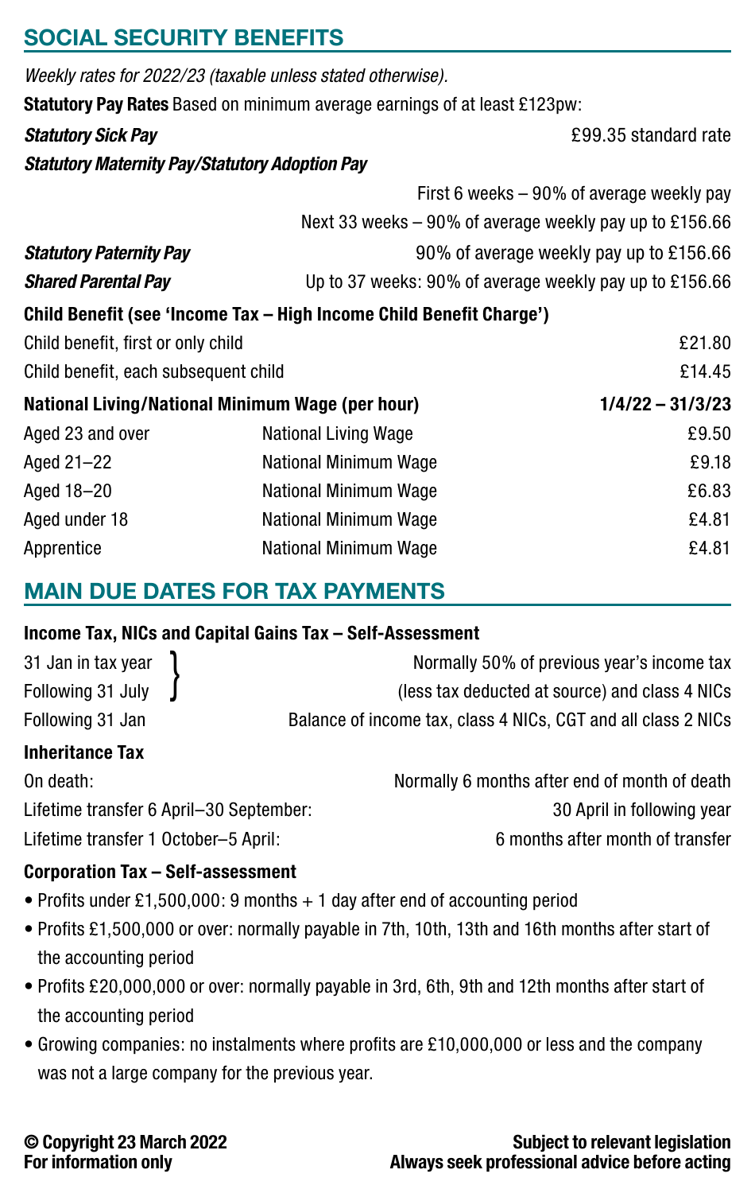## SOCIAL SECURITY BENEFITS

*Weekly rates for 2022/23 (taxable unless stated otherwise).*

**Statutory Pay Rates** Based on minimum average earnings of at least £123pw:

| | |
|---|---|
| ***Statutory Sick Pay*** | £99.35 standard rate |
| ***Statutory Maternity Pay/Statutory Adoption Pay*** | |
| | First 6 weeks – 90% of average weekly pay |
| | Next 33 weeks – 90% of average weekly pay up to £156.66 |
| ***Statutory Paternity Pay*** | 90% of average weekly pay up to £156.66 |
| ***Shared Parental Pay*** | Up to 37 weeks: 90% of average weekly pay up to £156.66 |

**Child Benefit (see 'Income Tax – High Income Child Benefit Charge')**

| | |
|---|---|
| Child benefit, first or only child | £21.80 |
| Child benefit, each subsequent child | £14.45 |

| **National Living/National Minimum Wage (per hour)** | | **1/4/22 – 31/3/23** |
|---|---|---|
| Aged 23 and over | National Living Wage | £9.50 |
| Aged 21–22 | National Minimum Wage | £9.18 |
| Aged 18–20 | National Minimum Wage | £6.83 |
| Aged under 18 | National Minimum Wage | £4.81 |
| Apprentice | National Minimum Wage | £4.81 |

## MAIN DUE DATES FOR TAX PAYMENTS

**Income Tax, NICs and Capital Gains Tax – Self-Assessment**

| | |
|---|---|
| 31 Jan in tax year<br>Following 31 July | Normally 50% of previous year's income tax (less tax deducted at source) and class 4 NICs |
| Following 31 Jan | Balance of income tax, class 4 NICs, CGT and all class 2 NICs |

**Inheritance Tax**

| | |
|---|---|
| On death: | Normally 6 months after end of month of death |
| Lifetime transfer 6 April–30 September: | 30 April in following year |
| Lifetime transfer 1 October–5 April: | 6 months after month of transfer |

**Corporation Tax – Self-assessment**

- Profits under £1,500,000: 9 months + 1 day after end of accounting period
- Profits £1,500,000 or over: normally payable in 7th, 10th, 13th and 16th months after start of the accounting period
- Profits £20,000,000 or over: normally payable in 3rd, 6th, 9th and 12th months after start of the accounting period
- Growing companies: no instalments where profits are £10,000,000 or less and the company was not a large company for the previous year.

**© Copyright 23 March 2022**
**For information only**

**Subject to relevant legislation**
**Always seek professional advice before acting**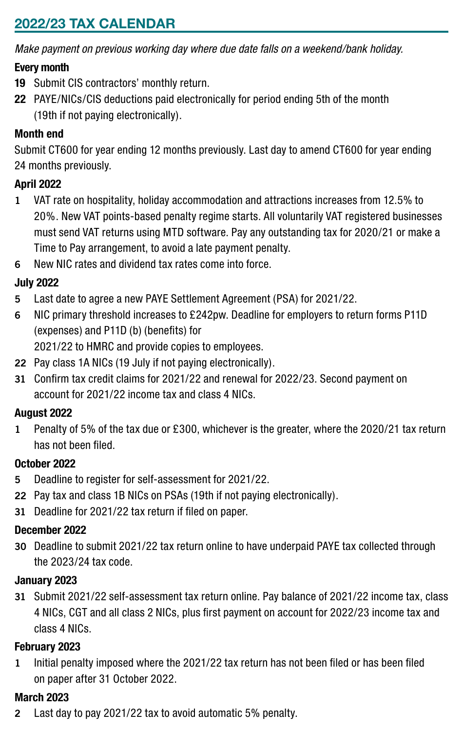## 2022/23 TAX CALENDAR

*Make payment on previous working day where due date falls on a weekend/bank holiday.*

**Every month**

- **19** Submit CIS contractors' monthly return.
- **22** PAYE/NICs/CIS deductions paid electronically for period ending 5th of the month (19th if not paying electronically).

**Month end**

Submit CT600 for year ending 12 months previously. Last day to amend CT600 for year ending 24 months previously.

**April 2022**

- **1** VAT rate on hospitality, holiday accommodation and attractions increases from 12.5% to 20%. New VAT points-based penalty regime starts. All voluntarily VAT registered businesses must send VAT returns using MTD software. Pay any outstanding tax for 2020/21 or make a Time to Pay arrangement, to avoid a late payment penalty.
- **6** New NIC rates and dividend tax rates come into force.

**July 2022**

- **5** Last date to agree a new PAYE Settlement Agreement (PSA) for 2021/22.
- **6** NIC primary threshold increases to £242pw. Deadline for employers to return forms P11D (expenses) and P11D (b) (benefits) for 2021/22 to HMRC and provide copies to employees.
- **22** Pay class 1A NICs (19 July if not paying electronically).
- **31** Confirm tax credit claims for 2021/22 and renewal for 2022/23. Second payment on account for 2021/22 income tax and class 4 NICs.

**August 2022**

- **1** Penalty of 5% of the tax due or £300, whichever is the greater, where the 2020/21 tax return has not been filed.

**October 2022**

- **5** Deadline to register for self-assessment for 2021/22.
- **22** Pay tax and class 1B NICs on PSAs (19th if not paying electronically).
- **31** Deadline for 2021/22 tax return if filed on paper.

**December 2022**

- **30** Deadline to submit 2021/22 tax return online to have underpaid PAYE tax collected through the 2023/24 tax code.

**January 2023**

- **31** Submit 2021/22 self-assessment tax return online. Pay balance of 2021/22 income tax, class 4 NICs, CGT and all class 2 NICs, plus first payment on account for 2022/23 income tax and class 4 NICs.

**February 2023**

- **1** Initial penalty imposed where the 2021/22 tax return has not been filed or has been filed on paper after 31 October 2022.

**March 2023**

- **2** Last day to pay 2021/22 tax to avoid automatic 5% penalty.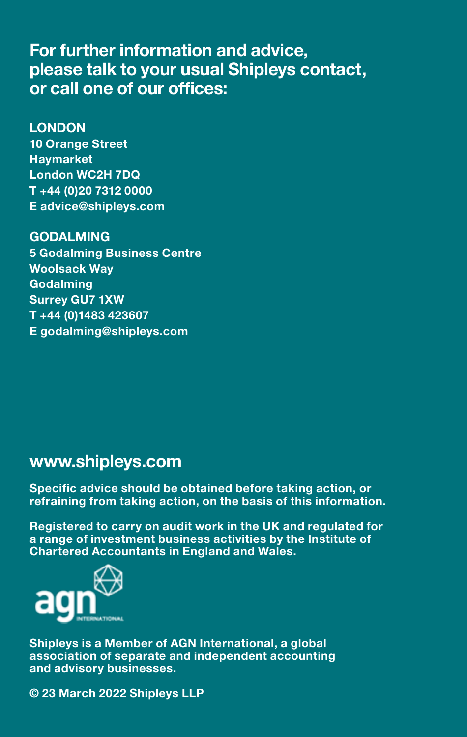## For further information and advice, please talk to your usual Shipleys contact, or call one of our offices:

**LONDON**
10 Orange Street
Haymarket
London WC2H 7DQ
T +44 (0)20 7312 0000
E advice@shipleys.com

**GODALMING**
5 Godalming Business Centre
Woolsack Way
Godalming
Surrey GU7 1XW
T +44 (0)1483 423607
E godalming@shipleys.com

## www.shipleys.com

Specific advice should be obtained before taking action, or refraining from taking action, on the basis of this information.

Registered to carry on audit work in the UK and regulated for a range of investment business activities by the Institute of Chartered Accountants in England and Wales.

agn INTERNATIONAL

Shipleys is a Member of AGN International, a global association of separate and independent accounting and advisory businesses.

© 23 March 2022 Shipleys LLP